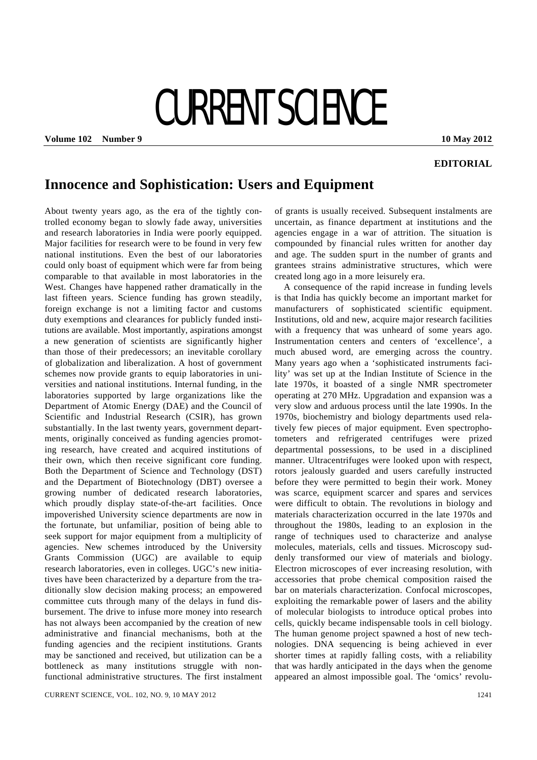# CURRENT SCIENCE

**Volume 102 Number 9** **10 May 2012**

**EDITORIAL**

## Innocence and Sophistication: Users and Equipment

About twenty years ago, as the era of the tightly controlled economy began to slowly fade away, universities and research laboratories in India were poorly equipped. Major facilities for research were to be found in very few national institutions. Even the best of our laboratories could only boast of equipment which were far from being comparable to that available in most laboratories in the West. Changes have happened rather dramatically in the last fifteen years. Science funding has grown steadily, foreign exchange is not a limiting factor and customs duty exemptions and clearances for publicly funded institutions are available. Most importantly, aspirations amongst a new generation of scientists are significantly higher than those of their predecessors; an inevitable corollary of globalization and liberalization. A host of government schemes now provide grants to equip laboratories in universities and national institutions. Internal funding, in the laboratories supported by large organizations like the Department of Atomic Energy (DAE) and the Council of Scientific and Industrial Research (CSIR), has grown substantially. In the last twenty years, government departments, originally conceived as funding agencies promoting research, have created and acquired institutions of their own, which then receive significant core funding. Both the Department of Science and Technology (DST) and the Department of Biotechnology (DBT) oversee a growing number of dedicated research laboratories, which proudly display state-of-the-art facilities. Once impoverished University science departments are now in the fortunate, but unfamiliar, position of being able to seek support for major equipment from a multiplicity of agencies. New schemes introduced by the University Grants Commission (UGC) are available to equip research laboratories, even in colleges. UGC's new initiatives have been characterized by a departure from the traditionally slow decision making process; an empowered committee cuts through many of the delays in fund disbursement. The drive to infuse more money into research has not always been accompanied by the creation of new administrative and financial mechanisms, both at the funding agencies and the recipient institutions. Grants may be sanctioned and received, but utilization can be a bottleneck as many institutions struggle with nonfunctional administrative structures. The first instalment of grants is usually received. Subsequent instalments are uncertain, as finance department at institutions and the agencies engage in a war of attrition. The situation is compounded by financial rules written for another day and age. The sudden spurt in the number of grants and grantees strains administrative structures, which were created long ago in a more leisurely era.

A consequence of the rapid increase in funding levels is that India has quickly become an important market for manufacturers of sophisticated scientific equipment. Institutions, old and new, acquire major research facilities with a frequency that was unheard of some years ago. Instrumentation centers and centers of 'excellence', a much abused word, are emerging across the country. Many years ago when a 'sophisticated instruments facility' was set up at the Indian Institute of Science in the late 1970s, it boasted of a single NMR spectrometer operating at 270 MHz. Upgradation and expansion was a very slow and arduous process until the late 1990s. In the 1970s, biochemistry and biology departments used relatively few pieces of major equipment. Even spectrophotometers and refrigerated centrifuges were prized departmental possessions, to be used in a disciplined manner. Ultracentrifuges were looked upon with respect, rotors jealously guarded and users carefully instructed before they were permitted to begin their work. Money was scarce, equipment scarcer and spares and services were difficult to obtain. The revolutions in biology and materials characterization occurred in the late 1970s and throughout the 1980s, leading to an explosion in the range of techniques used to characterize and analyse molecules, materials, cells and tissues. Microscopy suddenly transformed our view of materials and biology. Electron microscopes of ever increasing resolution, with accessories that probe chemical composition raised the bar on materials characterization. Confocal microscopes, exploiting the remarkable power of lasers and the ability of molecular biologists to introduce optical probes into cells, quickly became indispensable tools in cell biology. The human genome project spawned a host of new technologies. DNA sequencing is being achieved in ever shorter times at rapidly falling costs, with a reliability that was hardly anticipated in the days when the genome appeared an almost impossible goal. The 'omics' revolu-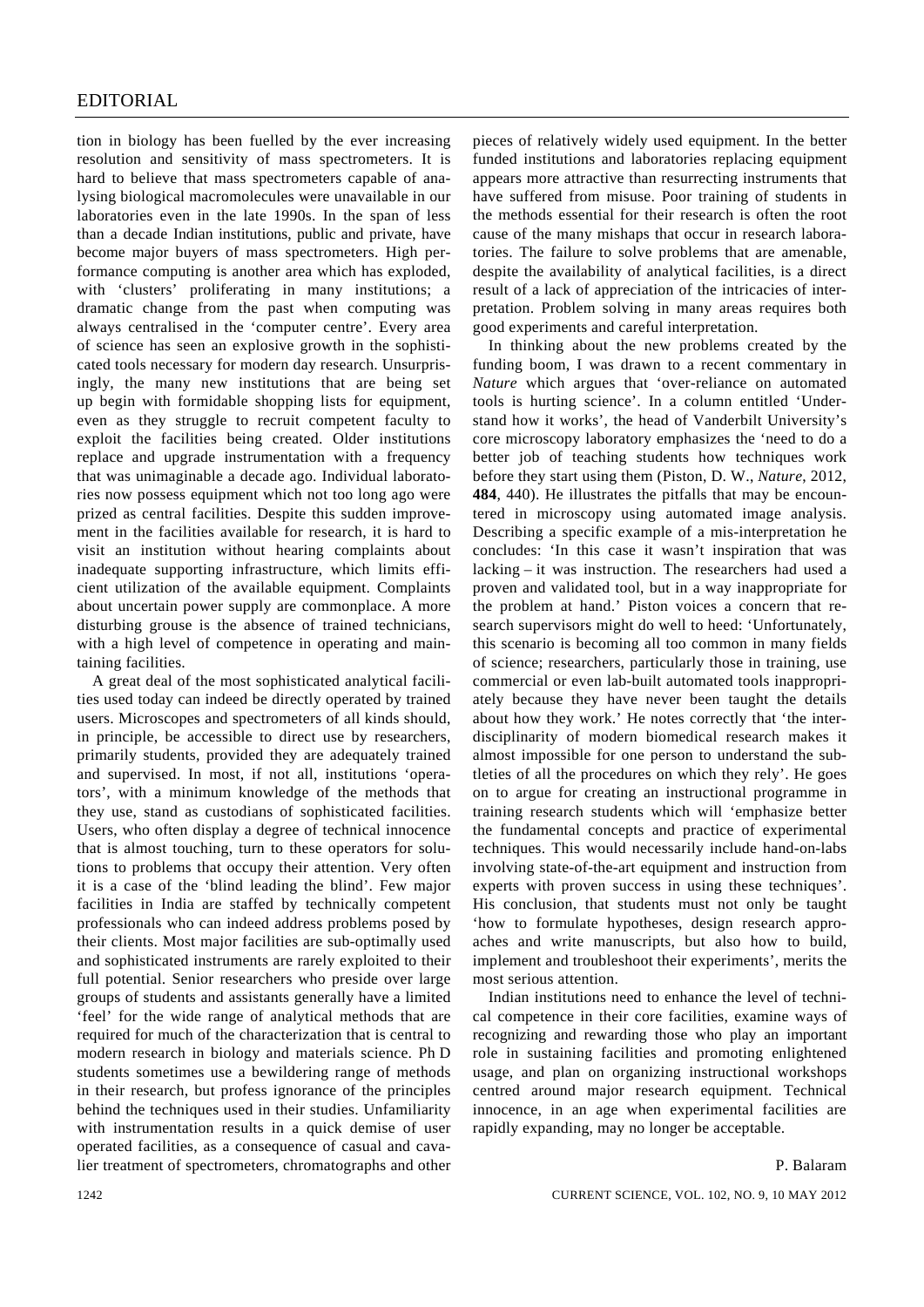tion in biology has been fuelled by the ever increasing resolution and sensitivity of mass spectrometers. It is hard to believe that mass spectrometers capable of analysing biological macromolecules were unavailable in our laboratories even in the late 1990s. In the span of less than a decade Indian institutions, public and private, have become major buyers of mass spectrometers. High performance computing is another area which has exploded, with 'clusters' proliferating in many institutions; a dramatic change from the past when computing was always centralised in the 'computer centre'. Every area of science has seen an explosive growth in the sophisticated tools necessary for modern day research. Unsurprisingly, the many new institutions that are being set up begin with formidable shopping lists for equipment, even as they struggle to recruit competent faculty to exploit the facilities being created. Older institutions replace and upgrade instrumentation with a frequency that was unimaginable a decade ago. Individual laboratories now possess equipment which not too long ago were prized as central facilities. Despite this sudden improvement in the facilities available for research, it is hard to visit an institution without hearing complaints about inadequate supporting infrastructure, which limits efficient utilization of the available equipment. Complaints about uncertain power supply are commonplace. A more disturbing grouse is the absence of trained technicians, with a high level of competence in operating and maintaining facilities.

A great deal of the most sophisticated analytical facilities used today can indeed be directly operated by trained users. Microscopes and spectrometers of all kinds should, in principle, be accessible to direct use by researchers, primarily students, provided they are adequately trained and supervised. In most, if not all, institutions 'operators', with a minimum knowledge of the methods that they use, stand as custodians of sophisticated facilities. Users, who often display a degree of technical innocence that is almost touching, turn to these operators for solutions to problems that occupy their attention. Very often it is a case of the 'blind leading the blind'. Few major facilities in India are staffed by technically competent professionals who can indeed address problems posed by their clients. Most major facilities are sub-optimally used and sophisticated instruments are rarely exploited to their full potential. Senior researchers who preside over large groups of students and assistants generally have a limited 'feel' for the wide range of analytical methods that are required for much of the characterization that is central to modern research in biology and materials science. Ph D students sometimes use a bewildering range of methods in their research, but profess ignorance of the principles behind the techniques used in their studies. Unfamiliarity with instrumentation results in a quick demise of user operated facilities, as a consequence of casual and cavalier treatment of spectrometers, chromatographs and other pieces of relatively widely used equipment. In the better funded institutions and laboratories replacing equipment appears more attractive than resurrecting instruments that have suffered from misuse. Poor training of students in the methods essential for their research is often the root cause of the many mishaps that occur in research laboratories. The failure to solve problems that are amenable, despite the availability of analytical facilities, is a direct result of a lack of appreciation of the intricacies of interpretation. Problem solving in many areas requires both good experiments and careful interpretation.

In thinking about the new problems created by the funding boom, I was drawn to a recent commentary in *Nature* which argues that 'over-reliance on automated tools is hurting science'. In a column entitled 'Understand how it works', the head of Vanderbilt University's core microscopy laboratory emphasizes the 'need to do a better job of teaching students how techniques work before they start using them (Piston, D. W., *Nature*, 2012, **484**, 440). He illustrates the pitfalls that may be encountered in microscopy using automated image analysis. Describing a specific example of a mis-interpretation he concludes: 'In this case it wasn't inspiration that was lacking – it was instruction. The researchers had used a proven and validated tool, but in a way inappropriate for the problem at hand.' Piston voices a concern that research supervisors might do well to heed: 'Unfortunately, this scenario is becoming all too common in many fields of science; researchers, particularly those in training, use commercial or even lab-built automated tools inappropriately because they have never been taught the details about how they work.' He notes correctly that 'the interdisciplinarity of modern biomedical research makes it almost impossible for one person to understand the subtleties of all the procedures on which they rely'. He goes on to argue for creating an instructional programme in training research students which will 'emphasize better the fundamental concepts and practice of experimental techniques. This would necessarily include hand-on-labs involving state-of-the-art equipment and instruction from experts with proven success in using these techniques'. His conclusion, that students must not only be taught 'how to formulate hypotheses, design research approaches and write manuscripts, but also how to build, implement and troubleshoot their experiments', merits the most serious attention.

Indian institutions need to enhance the level of technical competence in their core facilities, examine ways of recognizing and rewarding those who play an important role in sustaining facilities and promoting enlightened usage, and plan on organizing instructional workshops centred around major research equipment. Technical innocence, in an age when experimental facilities are rapidly expanding, may no longer be acceptable.

P. Balaram